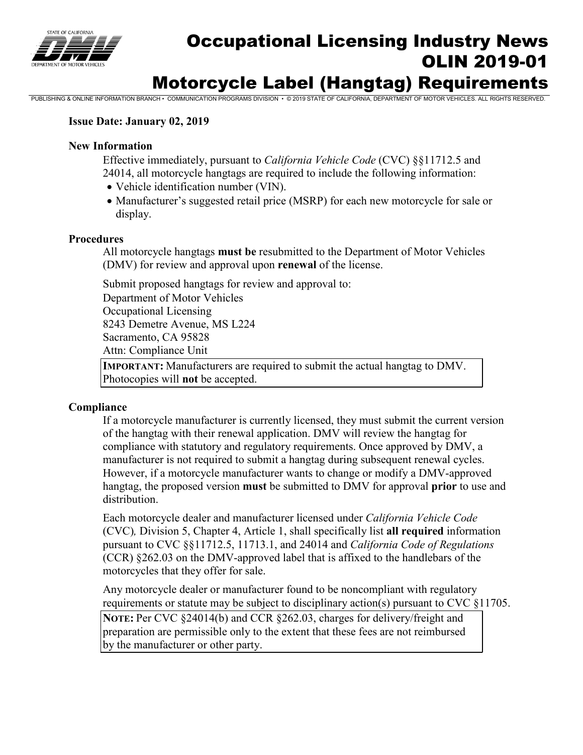# Occupational Licensing Industry News
# OLIN 2019-01
# Motorcycle Label (Hangtag) Requirements

PUBLISHING & ONLINE INFORMATION BRANCH • COMMUNICATION PROGRAMS DIVISION • © 2019 STATE OF CALIFORNIA, DEPARTMENT OF MOTOR VEHICLES. ALL RIGHTS RESERVED.

**Issue Date: January 02, 2019**

### New Information

Effective immediately, pursuant to *California Vehicle Code* (CVC) §§11712.5 and 24014, all motorcycle hangtags are required to include the following information:

- Vehicle identification number (VIN).
- Manufacturer's suggested retail price (MSRP) for each new motorcycle for sale or display.

### Procedures

All motorcycle hangtags **must be** resubmitted to the Department of Motor Vehicles (DMV) for review and approval upon **renewal** of the license.

Submit proposed hangtags for review and approval to:
Department of Motor Vehicles
Occupational Licensing
8243 Demetre Avenue, MS L224
Sacramento, CA 95828
Attn: Compliance Unit

**IMPORTANT:** Manufacturers are required to submit the actual hangtag to DMV. Photocopies will **not** be accepted.

### Compliance

If a motorcycle manufacturer is currently licensed, they must submit the current version of the hangtag with their renewal application. DMV will review the hangtag for compliance with statutory and regulatory requirements. Once approved by DMV, a manufacturer is not required to submit a hangtag during subsequent renewal cycles. However, if a motorcycle manufacturer wants to change or modify a DMV-approved hangtag, the proposed version **must** be submitted to DMV for approval **prior** to use and distribution.

Each motorcycle dealer and manufacturer licensed under *California Vehicle Code* (CVC)*,* Division 5, Chapter 4, Article 1, shall specifically list **all required** information pursuant to CVC §§11712.5, 11713.1, and 24014 and *California Code of Regulations* (CCR) §262.03 on the DMV-approved label that is affixed to the handlebars of the motorcycles that they offer for sale.

Any motorcycle dealer or manufacturer found to be noncompliant with regulatory requirements or statute may be subject to disciplinary action(s) pursuant to CVC §11705.

**NOTE:** Per CVC §24014(b) and CCR §262.03, charges for delivery/freight and preparation are permissible only to the extent that these fees are not reimbursed by the manufacturer or other party.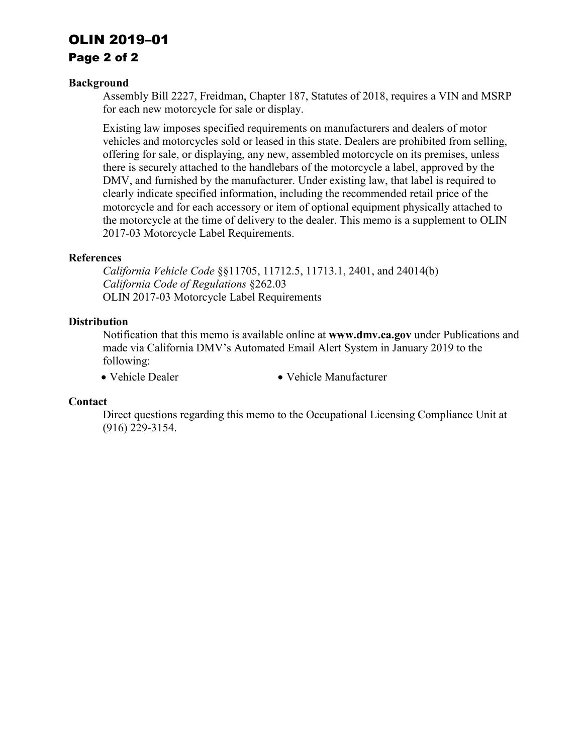## Background

Assembly Bill 2227, Freidman, Chapter 187, Statutes of 2018, requires a VIN and MSRP for each new motorcycle for sale or display.

Existing law imposes specified requirements on manufacturers and dealers of motor vehicles and motorcycles sold or leased in this state. Dealers are prohibited from selling, offering for sale, or displaying, any new, assembled motorcycle on its premises, unless there is securely attached to the handlebars of the motorcycle a label, approved by the DMV, and furnished by the manufacturer. Under existing law, that label is required to clearly indicate specified information, including the recommended retail price of the motorcycle and for each accessory or item of optional equipment physically attached to the motorcycle at the time of delivery to the dealer. This memo is a supplement to OLIN 2017-03 Motorcycle Label Requirements.

## References

*California Vehicle Code* §§11705, 11712.5, 11713.1, 2401, and 24014(b)
*California Code of Regulations* §262.03
OLIN 2017-03 Motorcycle Label Requirements

## Distribution

Notification that this memo is available online at **www.dmv.ca.gov** under Publications and made via California DMV's Automated Email Alert System in January 2019 to the following:

- Vehicle Dealer
- Vehicle Manufacturer

## Contact

Direct questions regarding this memo to the Occupational Licensing Compliance Unit at (916) 229-3154.